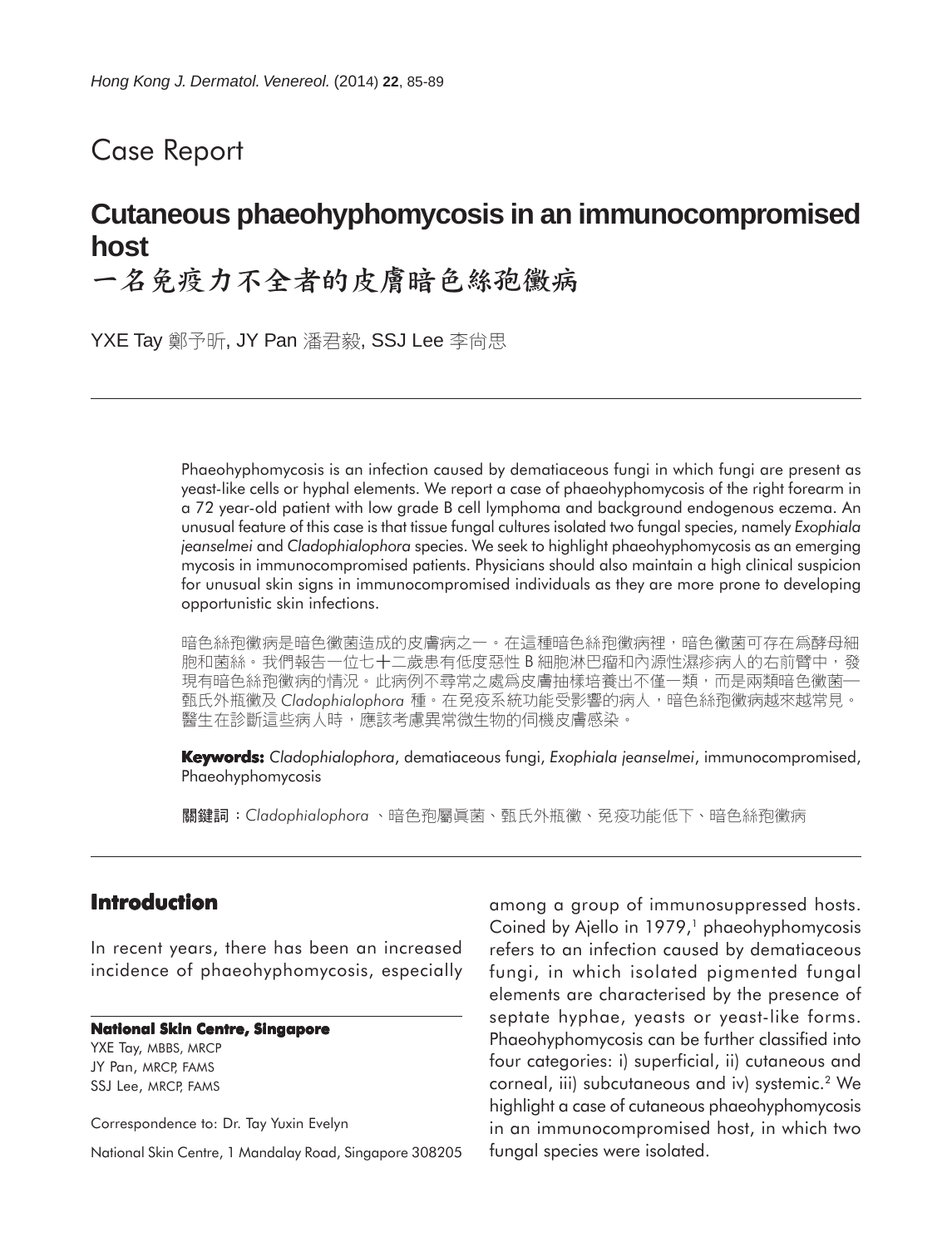Case Report

# Cutaneous phaeohyphomycosis in an immunocompromised host

# 一名免疫力不全者的皮膚暗色絲孢黴病

YXE Tay 鄭予昕, JY Pan 潘君毅, SSJ Lee 李尚思

Phaeohyphomycosis is an infection caused by dematiaceous fungi in which fungi are present as yeast-like cells or hyphal elements. We report a case of phaeohyphomycosis of the right forearm in a 72 year-old patient with low grade B cell lymphoma and background endogenous eczema. An unusual feature of this case is that tissue fungal cultures isolated two fungal species, namely *Exophiala jeanselmei* and *Cladophialophora* species. We seek to highlight phaeohyphomycosis as an emerging mycosis in immunocompromised patients. Physicians should also maintain a high clinical suspicion for unusual skin signs in immunocompromised individuals as they are more prone to developing opportunistic skin infections.

暗色絲孢黴病是暗色黴菌造成的皮膚病之一。在這種暗色絲孢黴病裡，暗色黴菌可存在爲酵母細胞和菌絲。我們報告一位七十二歲患有低度惡性 B 細胞淋巴瘤和內源性濕疹病人的右前臂中，發現有暗色絲孢黴病的情況。此病例不尋常之處爲皮膚抽樣培養出不僅一類，而是兩類暗色黴菌—甄氏外瓶黴及 *Cladophialophora* 種。在免疫系統功能受影響的病人，暗色絲孢黴病越來越常見。醫生在診斷這些病人時，應該考慮異常微生物的伺機皮膚感染。

**Keywords:** *Cladophialophora*, dematiaceous fungi, *Exophiala jeanselmei*, immunocompromised, Phaeohyphomycosis

**關鍵詞**：*Cladophialophora* 、暗色孢屬真菌、甄氏外瓶黴、免疫功能低下、暗色絲孢黴病

## Introduction

In recent years, there has been an increased incidence of phaeohyphomycosis, especially among a group of immunosuppressed hosts. Coined by Ajello in 1979,[1] phaeohyphomycosis refers to an infection caused by dematiaceous fungi, in which isolated pigmented fungal elements are characterised by the presence of septate hyphae, yeasts or yeast-like forms. Phaeohyphomycosis can be further classified into four categories: i) superficial, ii) cutaneous and corneal, iii) subcutaneous and iv) systemic.[2] We highlight a case of cutaneous phaeohyphomycosis in an immunocompromised host, in which two fungal species were isolated.

**National Skin Centre, Singapore**

YXE Tay, MBBS, MRCP
JY Pan, MRCP, FAMS
SSJ Lee, MRCP, FAMS

Correspondence to: Dr. Tay Yuxin Evelyn

National Skin Centre, 1 Mandalay Road, Singapore 308205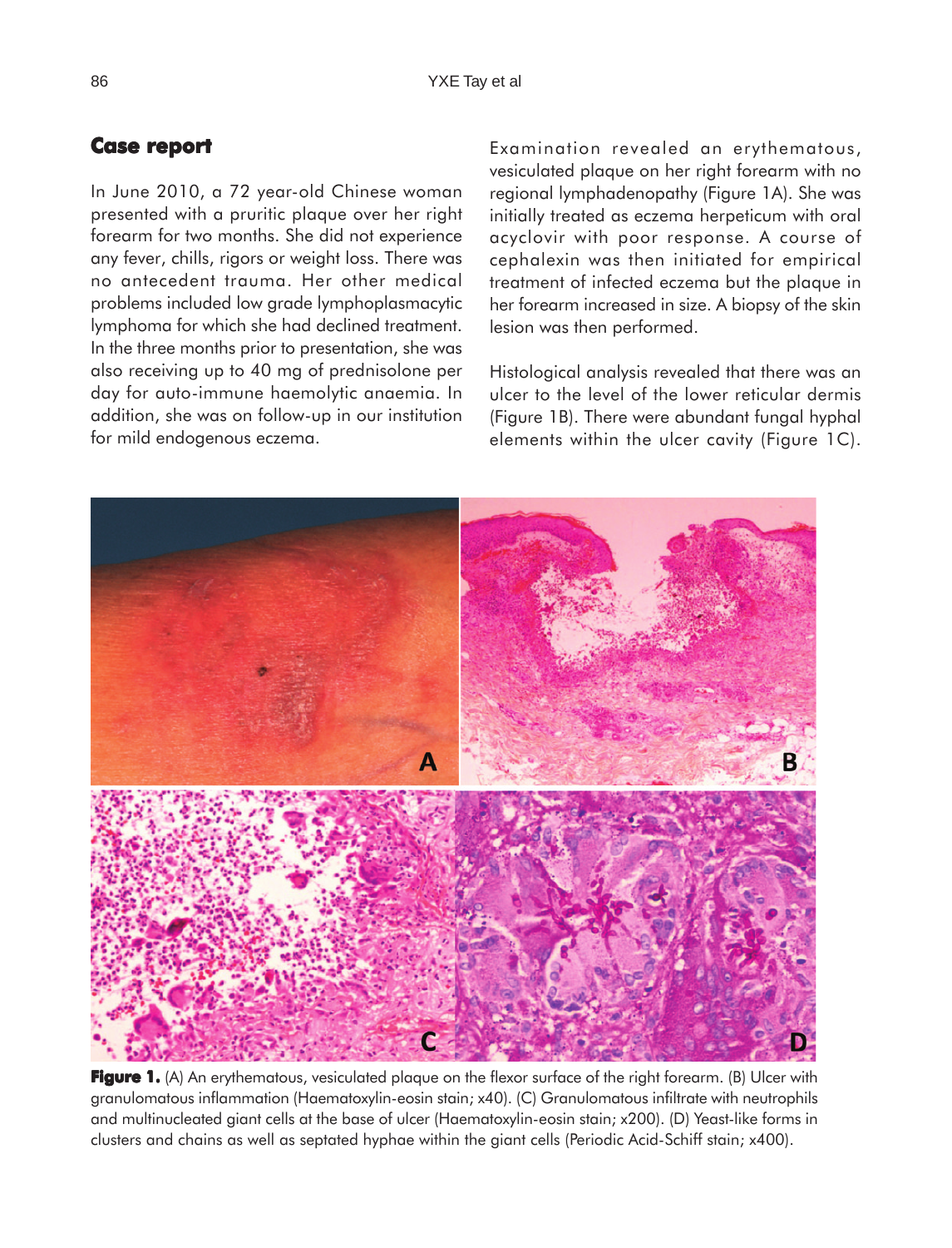## Case report

In June 2010, a 72 year-old Chinese woman presented with a pruritic plaque over her right forearm for two months. She did not experience any fever, chills, rigors or weight loss. There was no antecedent trauma. Her other medical problems included low grade lymphoplasmacytic lymphoma for which she had declined treatment. In the three months prior to presentation, she was also receiving up to 40 mg of prednisolone per day for auto-immune haemolytic anaemia. In addition, she was on follow-up in our institution for mild endogenous eczema.

Examination revealed an erythematous, vesiculated plaque on her right forearm with no regional lymphadenopathy (Figure 1A). She was initially treated as eczema herpeticum with oral acyclovir with poor response. A course of cephalexin was then initiated for empirical treatment of infected eczema but the plaque in her forearm increased in size. A biopsy of the skin lesion was then performed.

Histological analysis revealed that there was an ulcer to the level of the lower reticular dermis (Figure 1B). There were abundant fungal hyphal elements within the ulcer cavity (Figure 1C).

**Figure 1.** (A) An erythematous, vesiculated plaque on the flexor surface of the right forearm. (B) Ulcer with granulomatous inflammation (Haematoxylin-eosin stain; x40). (C) Granulomatous infiltrate with neutrophils and multinucleated giant cells at the base of ulcer (Haematoxylin-eosin stain; x200). (D) Yeast-like forms in clusters and chains as well as septated hyphae within the giant cells (Periodic Acid-Schiff stain; x400).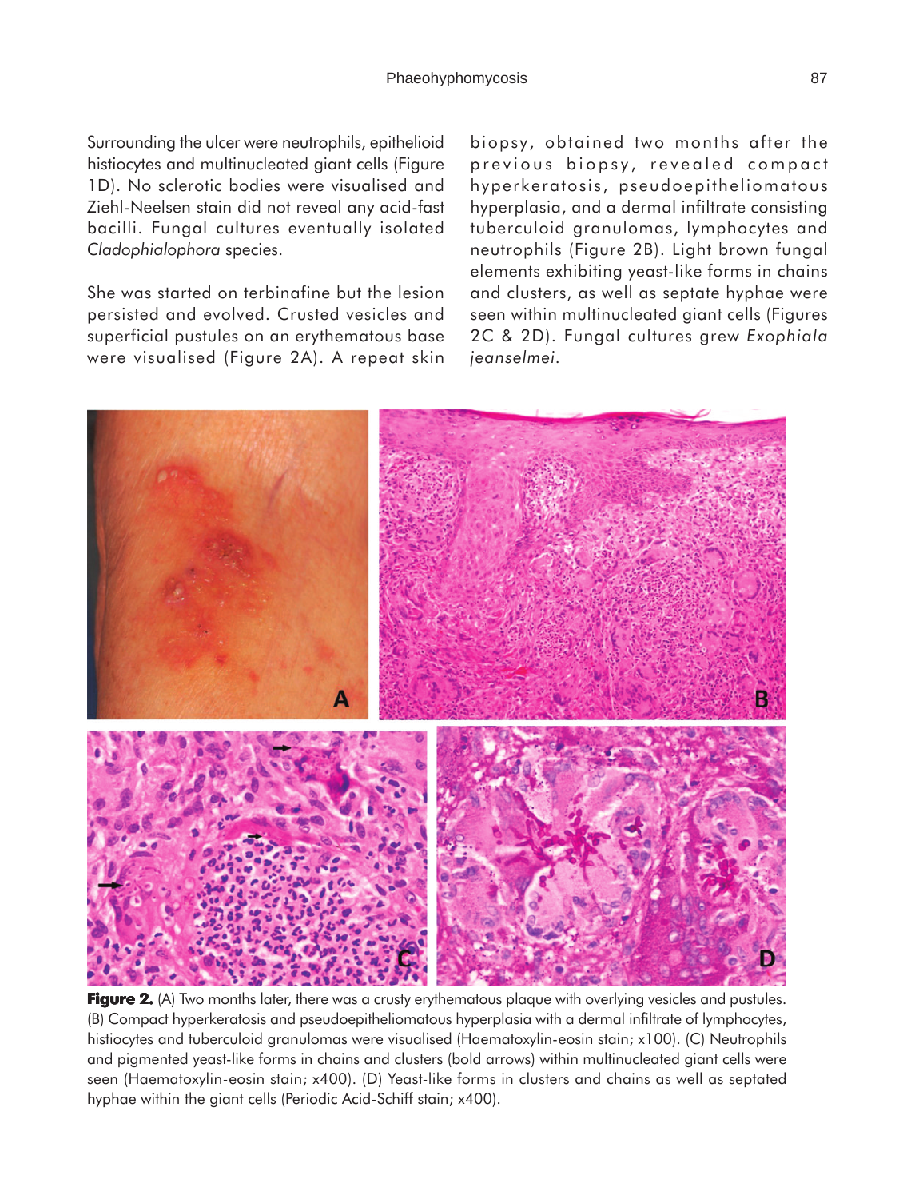Surrounding the ulcer were neutrophils, epithelioid histiocytes and multinucleated giant cells (Figure 1D). No sclerotic bodies were visualised and Ziehl-Neelsen stain did not reveal any acid-fast bacilli. Fungal cultures eventually isolated *Cladophialophora* species.

She was started on terbinafine but the lesion persisted and evolved. Crusted vesicles and superficial pustules on an erythematous base were visualised (Figure 2A). A repeat skin biopsy, obtained two months after the previous biopsy, revealed compact hyperkeratosis, pseudoepitheliomatous hyperplasia, and a dermal infiltrate consisting tuberculoid granulomas, lymphocytes and neutrophils (Figure 2B). Light brown fungal elements exhibiting yeast-like forms in chains and clusters, as well as septate hyphae were seen within multinucleated giant cells (Figures 2C & 2D). Fungal cultures grew *Exophiala jeanselmei*.

**Figure 2.** (A) Two months later, there was a crusty erythematous plaque with overlying vesicles and pustules. (B) Compact hyperkeratosis and pseudoepitheliomatous hyperplasia with a dermal infiltrate of lymphocytes, histiocytes and tuberculoid granulomas were visualised (Haematoxylin-eosin stain; x100). (C) Neutrophils and pigmented yeast-like forms in chains and clusters (bold arrows) within multinucleated giant cells were seen (Haematoxylin-eosin stain; x400). (D) Yeast-like forms in clusters and chains as well as septated hyphae within the giant cells (Periodic Acid-Schiff stain; x400).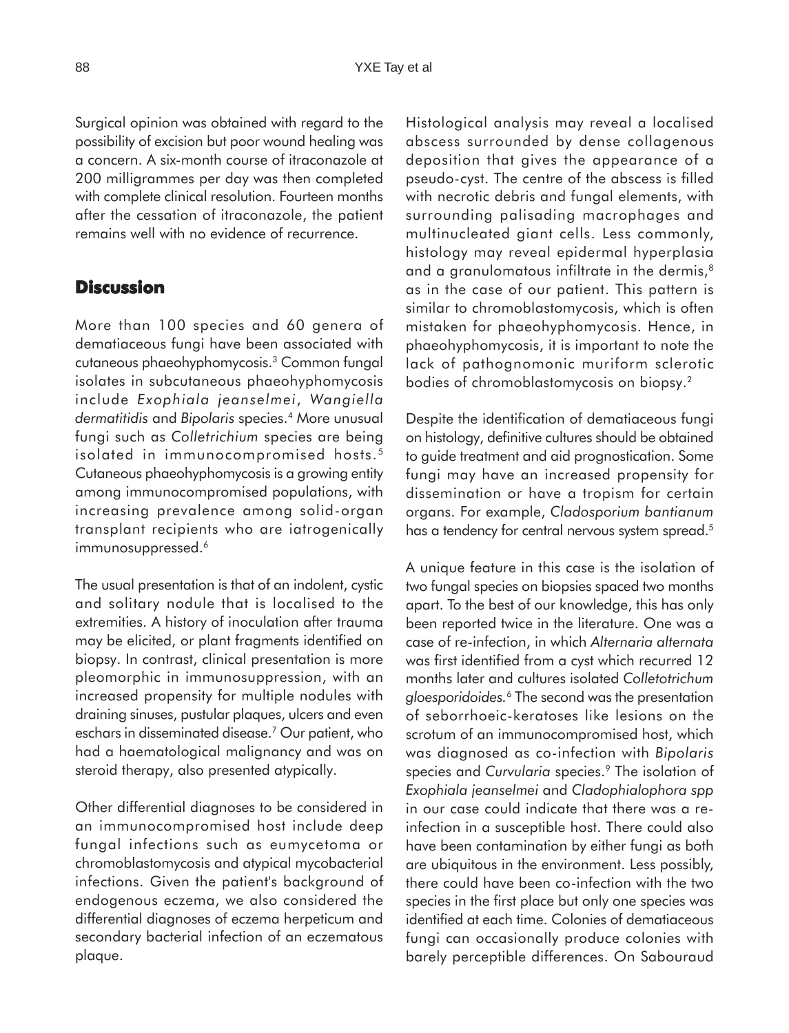Surgical opinion was obtained with regard to the possibility of excision but poor wound healing was a concern. A six-month course of itraconazole at 200 milligrammes per day was then completed with complete clinical resolution. Fourteen months after the cessation of itraconazole, the patient remains well with no evidence of recurrence.

## Discussion

More than 100 species and 60 genera of dematiaceous fungi have been associated with cutaneous phaeohyphomycosis.[3] Common fungal isolates in subcutaneous phaeohyphomycosis include *Exophiala jeanselmei*, *Wangiella dermatitidis* and *Bipolaris* species.[4] More unusual fungi such as *Colletrichium* species are being isolated in immunocompromised hosts.[5] Cutaneous phaeohyphomycosis is a growing entity among immunocompromised populations, with increasing prevalence among solid-organ transplant recipients who are iatrogenically immunosuppressed.[6]

The usual presentation is that of an indolent, cystic and solitary nodule that is localised to the extremities. A history of inoculation after trauma may be elicited, or plant fragments identified on biopsy. In contrast, clinical presentation is more pleomorphic in immunosuppression, with an increased propensity for multiple nodules with draining sinuses, pustular plaques, ulcers and even eschars in disseminated disease.[7] Our patient, who had a haematological malignancy and was on steroid therapy, also presented atypically.

Other differential diagnoses to be considered in an immunocompromised host include deep fungal infections such as eumycetoma or chromoblastomycosis and atypical mycobacterial infections. Given the patient's background of endogenous eczema, we also considered the differential diagnoses of eczema herpeticum and secondary bacterial infection of an eczematous plaque.

Histological analysis may reveal a localised abscess surrounded by dense collagenous deposition that gives the appearance of a pseudo-cyst. The centre of the abscess is filled with necrotic debris and fungal elements, with surrounding palisading macrophages and multinucleated giant cells. Less commonly, histology may reveal epidermal hyperplasia and a granulomatous infiltrate in the dermis,[8] as in the case of our patient. This pattern is similar to chromoblastomycosis, which is often mistaken for phaeohyphomycosis. Hence, in phaeohyphomycosis, it is important to note the lack of pathognomonic muriform sclerotic bodies of chromoblastomycosis on biopsy.[2]

Despite the identification of dematiaceous fungi on histology, definitive cultures should be obtained to guide treatment and aid prognostication. Some fungi may have an increased propensity for dissemination or have a tropism for certain organs. For example, *Cladosporium bantianum* has a tendency for central nervous system spread.[5]

A unique feature in this case is the isolation of two fungal species on biopsies spaced two months apart. To the best of our knowledge, this has only been reported twice in the literature. One was a case of re-infection, in which *Alternaria alternata* was first identified from a cyst which recurred 12 months later and cultures isolated *Colletotrichum gloesporidoides*.[6] The second was the presentation of seborrhoeic-keratoses like lesions on the scrotum of an immunocompromised host, which was diagnosed as co-infection with *Bipolaris* species and *Curvularia* species.[9] The isolation of *Exophiala jeanselmei* and *Cladophialophora spp* in our case could indicate that there was a re-infection in a susceptible host. There could also have been contamination by either fungi as both are ubiquitous in the environment. Less possibly, there could have been co-infection with the two species in the first place but only one species was identified at each time. Colonies of dematiaceous fungi can occasionally produce colonies with barely perceptible differences. On Sabouraud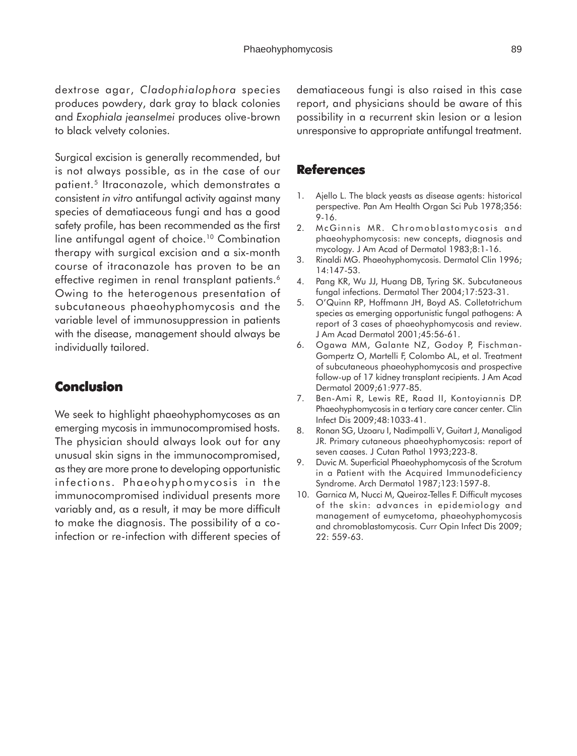dextrose agar, *Cladophialophora* species produces powdery, dark gray to black colonies and *Exophiala jeanselmei* produces olive-brown to black velvety colonies.

Surgical excision is generally recommended, but is not always possible, as in the case of our patient.[5] Itraconazole, which demonstrates a consistent *in vitro* antifungal activity against many species of dematiaceous fungi and has a good safety profile, has been recommended as the first line antifungal agent of choice.[10] Combination therapy with surgical excision and a six-month course of itraconazole has proven to be an effective regimen in renal transplant patients.[6] Owing to the heterogenous presentation of subcutaneous phaeohyphomycosis and the variable level of immunosuppression in patients with the disease, management should always be individually tailored.

## Conclusion

We seek to highlight phaeohyphomycoses as an emerging mycosis in immunocompromised hosts. The physician should always look out for any unusual skin signs in the immunocompromised, as they are more prone to developing opportunistic infections. Phaeohyphomycosis in the immunocompromised individual presents more variably and, as a result, it may be more difficult to make the diagnosis. The possibility of a co-infection or re-infection with different species of dematiaceous fungi is also raised in this case report, and physicians should be aware of this possibility in a recurrent skin lesion or a lesion unresponsive to appropriate antifungal treatment.

## References

1. Ajello L. The black yeasts as disease agents: historical perspective. Pan Am Health Organ Sci Pub 1978;356: 9-16.
2. McGinnis MR. Chromoblastomycosis and phaeohyphomycosis: new concepts, diagnosis and mycology. J Am Acad of Dermatol 1983;8:1-16.
3. Rinaldi MG. Phaeohyphomycosis. Dermatol Clin 1996; 14:147-53.
4. Pang KR, Wu JJ, Huang DB, Tyring SK. Subcutaneous fungal infections. Dermatol Ther 2004;17:523-31.
5. O'Quinn RP, Hoffmann JH, Boyd AS. Colletotrichum species as emerging opportunistic fungal pathogens: A report of 3 cases of phaeohyphomycosis and review. J Am Acad Dermatol 2001;45:56-61.
6. Ogawa MM, Galante NZ, Godoy P, Fischman-Gompertz O, Martelli F, Colombo AL, et al. Treatment of subcutaneous phaeohyphomycosis and prospective follow-up of 17 kidney transplant recipients. J Am Acad Dermatol 2009;61:977-85.
7. Ben-Ami R, Lewis RE, Raad II, Kontoyiannis DP. Phaeohyphomycosis in a tertiary care cancer center. Clin Infect Dis 2009;48:1033-41.
8. Ronan SG, Uzoaru I, Nadimpalli V, Guitart J, Manaligod JR. Primary cutaneous phaeohyphomycosis: report of seven caases. J Cutan Pathol 1993;223-8.
9. Duvic M. Superficial Phaeohyphomycosis of the Scrotum in a Patient with the Acquired Immunodeficiency Syndrome. Arch Dermatol 1987;123:1597-8.
10. Garnica M, Nucci M, Queiroz-Telles F. Difficult mycoses of the skin: advances in epidemiology and management of eumycetoma, phaeohyphomycosis and chromoblastomycosis. Curr Opin Infect Dis 2009; 22: 559-63.